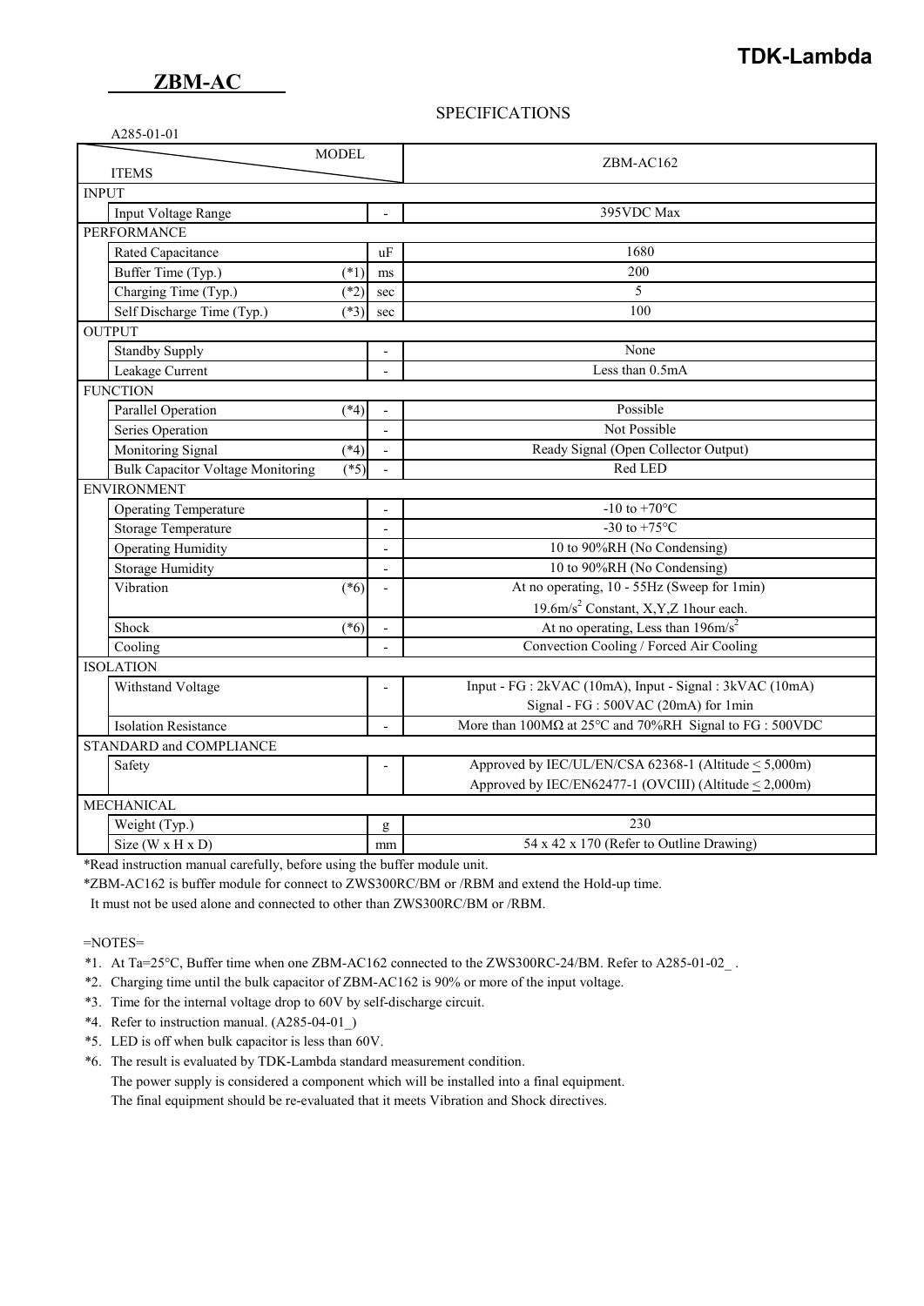**TDK-Lambda**

# ZBM-AC

SPECIFICATIONS

A285-01-01

| ITEMS / MODEL | | | ZBM-AC162 |
|---|---|---|---|
| **INPUT** | | | |
| Input Voltage Range | | - | 395VDC Max |
| **PERFORMANCE** | | | |
| Rated Capacitance | | uF | 1680 |
| Buffer Time (Typ.) | (*1) | ms | 200 |
| Charging Time (Typ.) | (*2) | sec | 5 |
| Self Discharge Time (Typ.) | (*3) | sec | 100 |
| **OUTPUT** | | | |
| Standby Supply | | - | None |
| Leakage Current | | - | Less than 0.5mA |
| **FUNCTION** | | | |
| Parallel Operation | (*4) | - | Possible |
| Series Operation | | - | Not Possible |
| Monitoring Signal | (*4) | - | Ready Signal (Open Collector Output) |
| Bulk Capacitor Voltage Monitoring | (*5) | - | Red LED |
| **ENVIRONMENT** | | | |
| Operating Temperature | | - | -10 to +70°C |
| Storage Temperature | | - | -30 to +75°C |
| Operating Humidity | | - | 10 to 90%RH (No Condensing) |
| Storage Humidity | | - | 10 to 90%RH (No Condensing) |
| Vibration | (*6) | - | At no operating, 10 - 55Hz (Sweep for 1min) 19.6m/s$^2$ Constant, X,Y,Z 1hour each. |
| Shock | (*6) | - | At no operating, Less than 196m/s$^2$ |
| Cooling | | - | Convection Cooling / Forced Air Cooling |
| **ISOLATION** | | | |
| Withstand Voltage | | - | Input - FG : 2kVAC (10mA), Input - Signal : 3kVAC (10mA) Signal - FG : 500VAC (20mA) for 1min |
| Isolation Resistance | | - | More than 100MΩ at 25°C and 70%RH Signal to FG : 500VDC |
| **STANDARD and COMPLIANCE** | | | |
| Safety | | - | Approved by IEC/UL/EN/CSA 62368-1 (Altitude ≤ 5,000m) Approved by IEC/EN62477-1 (OVCIII) (Altitude ≤ 2,000m) |
| **MECHANICAL** | | | |
| Weight (Typ.) | | g | 230 |
| Size (W x H x D) | | mm | 54 x 42 x 170 (Refer to Outline Drawing) |

*Read instruction manual carefully, before using the buffer module unit.

*ZBM-AC162 is buffer module for connect to ZWS300RC/BM or /RBM and extend the Hold-up time.
It must not be used alone and connected to other than ZWS300RC/BM or /RBM.

=NOTES=

*1. At Ta=25°C, Buffer time when one ZBM-AC162 connected to the ZWS300RC-24/BM. Refer to A285-01-02_ .

*2. Charging time until the bulk capacitor of ZBM-AC162 is 90% or more of the input voltage.

*3. Time for the internal voltage drop to 60V by self-discharge circuit.

*4. Refer to instruction manual. (A285-04-01_)

*5. LED is off when bulk capacitor is less than 60V.

*6. The result is evaluated by TDK-Lambda standard measurement condition.
The power supply is considered a component which will be installed into a final equipment.
The final equipment should be re-evaluated that it meets Vibration and Shock directives.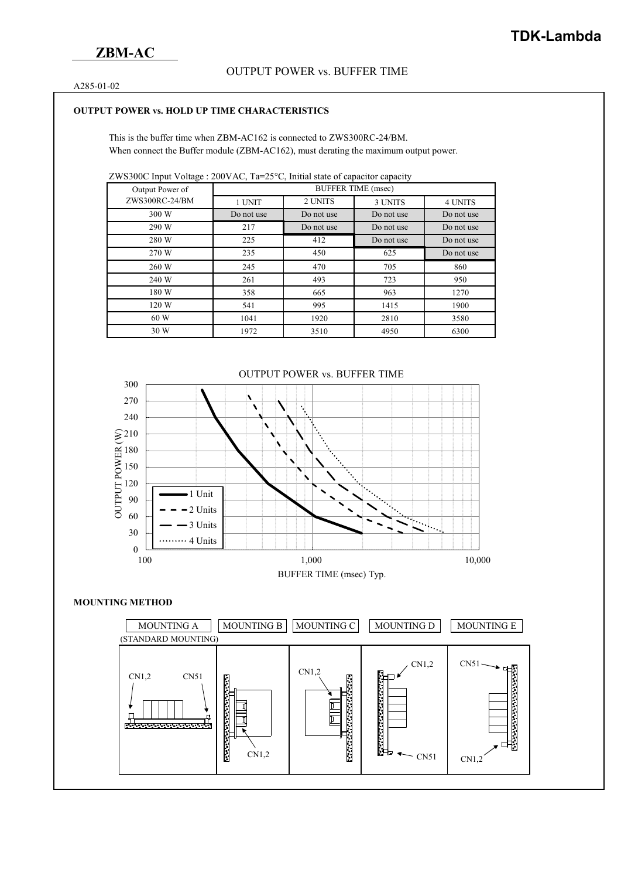# ZBM-AC

A285-01-02

## OUTPUT POWER vs. BUFFER TIME

### OUTPUT POWER vs. HOLD UP TIME CHARACTERISTICS

This is the buffer time when ZBM-AC162 is connected to ZWS300RC-24/BM.
When connect the Buffer module (ZBM-AC162), must derating the maximum output power.

ZWS300C Input Voltage : 200VAC, Ta=25°C, Initial state of capacitor capacity

| Output Power of ZWS300RC-24/BM | BUFFER TIME (msec) | | | |
|---|---|---|---|---|
| | 1 UNIT | 2 UNITS | 3 UNITS | 4 UNITS |
| 300 W | Do not use | Do not use | Do not use | Do not use |
| 290 W | 217 | Do not use | Do not use | Do not use |
| 280 W | 225 | 412 | Do not use | Do not use |
| 270 W | 235 | 450 | 625 | Do not use |
| 260 W | 245 | 470 | 705 | 860 |
| 240 W | 261 | 493 | 723 | 950 |
| 180 W | 358 | 665 | 963 | 1270 |
| 120 W | 541 | 995 | 1415 | 1900 |
| 60 W | 1041 | 1920 | 2810 | 3580 |
| 30 W | 1972 | 3510 | 4950 | 6300 |

OUTPUT POWER vs. BUFFER TIME

OUTPUT POWER (W)

300
270
240
210
180
150
120
90
60
30
0

100
1,000
10,000

BUFFER TIME (msec) Typ.

1 Unit
2 Units
3 Units
4 Units

### MOUNTING METHOD

MOUNTING A (STANDARD MOUNTING)
MOUNTING B
MOUNTING C
MOUNTING D
MOUNTING E

CN1,2
CN51
CN1,2
CN1,2
CN1,2
CN51
CN51
CN1,2